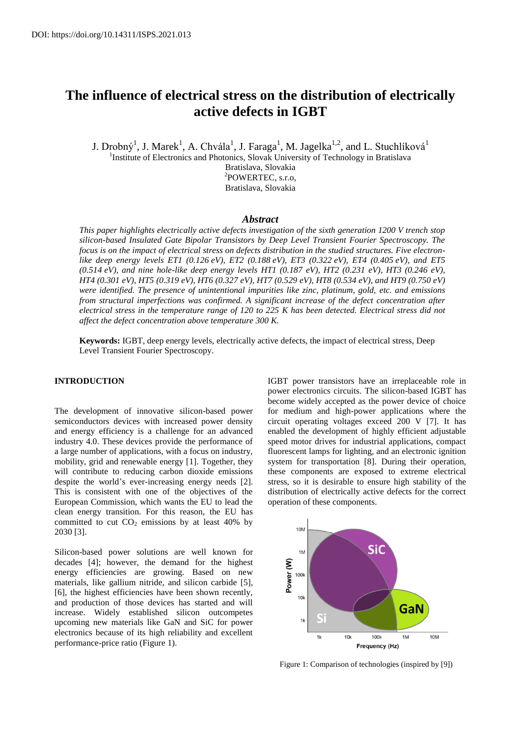DOI: https://doi.org/10.14311/ISPS.2021.013

# The influence of electrical stress on the distribution of electrically active defects in IGBT

J. Drobný[1], J. Marek[1], A. Chvála[1], J. Faraga[1], M. Jagelka[1,2], and L. Stuchlíková[1]

[1]Institute of Electronics and Photonics, Slovak University of Technology in Bratislava
Bratislava, Slovakia
[2]POWERTEC, s.r.o,
Bratislava, Slovakia

## *Abstract*

*This paper highlights electrically active defects investigation of the sixth generation 1200 V trench stop silicon-based Insulated Gate Bipolar Transistors by Deep Level Transient Fourier Spectroscopy. The focus is on the impact of electrical stress on defects distribution in the studied structures. Five electron-like deep energy levels ET1 (0.126 eV), ET2 (0.188 eV), ET3 (0.322 eV), ET4 (0.405 eV), and ET5 (0.514 eV), and nine hole-like deep energy levels HT1 (0.187 eV), HT2 (0.231 eV), HT3 (0.246 eV), HT4 (0.301 eV), HT5 (0.319 eV), HT6 (0.327 eV), HT7 (0.529 eV), HT8 (0.534 eV), and HT9 (0.750 eV) were identified. The presence of unintentional impurities like zinc, platinum, gold, etc. and emissions from structural imperfections was confirmed. A significant increase of the defect concentration after electrical stress in the temperature range of 120 to 225 K has been detected. Electrical stress did not affect the defect concentration above temperature 300 K.*

**Keywords:** IGBT, deep energy levels, electrically active defects, the impact of electrical stress, Deep Level Transient Fourier Spectroscopy.

### INTRODUCTION

The development of innovative silicon-based power semiconductors devices with increased power density and energy efficiency is a challenge for an advanced industry 4.0. These devices provide the performance of a large number of applications, with a focus on industry, mobility, grid and renewable energy [1]. Together, they will contribute to reducing carbon dioxide emissions despite the world's ever-increasing energy needs [2]. This is consistent with one of the objectives of the European Commission, which wants the EU to lead the clean energy transition. For this reason, the EU has committed to cut $CO_2$ emissions by at least 40% by 2030 [3].

Silicon-based power solutions are well known for decades [4]; however, the demand for the highest energy efficiencies are growing. Based on new materials, like gallium nitride, and silicon carbide [5], [6], the highest efficiencies have been shown recently, and production of those devices has started and will increase. Widely established silicon outcompetes upcoming new materials like GaN and SiC for power electronics because of its high reliability and excellent performance-price ratio (Figure 1).

IGBT power transistors have an irreplaceable role in power electronics circuits. The silicon-based IGBT has become widely accepted as the power device of choice for medium and high-power applications where the circuit operating voltages exceed 200 V [7]. It has enabled the development of highly efficient adjustable speed motor drives for industrial applications, compact fluorescent lamps for lighting, and an electronic ignition system for transportation [8]. During their operation, these components are exposed to extreme electrical stress, so it is desirable to ensure high stability of the distribution of electrically active defects for the correct operation of these components.

Figure 1: Comparison of technologies (inspired by [9])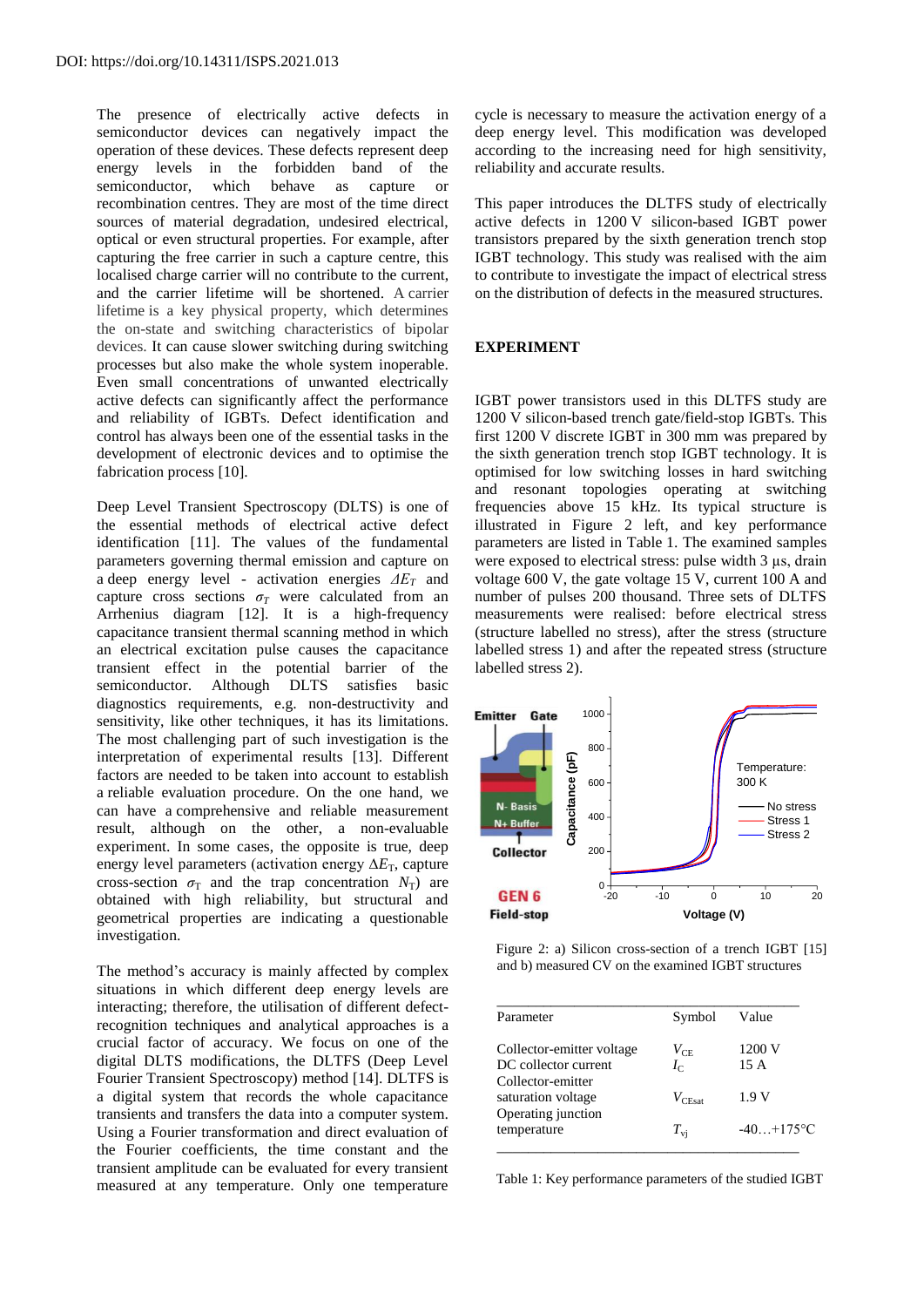The presence of electrically active defects in semiconductor devices can negatively impact the operation of these devices. These defects represent deep energy levels in the forbidden band of the semiconductor, which behave as capture or recombination centres. They are most of the time direct sources of material degradation, undesired electrical, optical or even structural properties. For example, after capturing the free carrier in such a capture centre, this localised charge carrier will no contribute to the current, and the carrier lifetime will be shortened. A carrier lifetime is a key physical property, which determines the on-state and switching characteristics of bipolar devices. It can cause slower switching during switching processes but also make the whole system inoperable. Even small concentrations of unwanted electrically active defects can significantly affect the performance and reliability of IGBTs. Defect identification and control has always been one of the essential tasks in the development of electronic devices and to optimise the fabrication process [10].

Deep Level Transient Spectroscopy (DLTS) is one of the essential methods of electrical active defect identification [11]. The values of the fundamental parameters governing thermal emission and capture on a deep energy level - activation energies $\Delta E_T$ and capture cross sections $\sigma_T$ were calculated from an Arrhenius diagram [12]. It is a high-frequency capacitance transient thermal scanning method in which an electrical excitation pulse causes the capacitance transient effect in the potential barrier of the semiconductor. Although DLTS satisfies basic diagnostics requirements, e.g. non-destructivity and sensitivity, like other techniques, it has its limitations. The most challenging part of such investigation is the interpretation of experimental results [13]. Different factors are needed to be taken into account to establish a reliable evaluation procedure. On the one hand, we can have a comprehensive and reliable measurement result, although on the other, a non-evaluable experiment. In some cases, the opposite is true, deep energy level parameters (activation energy $\Delta E_T$, capture cross-section $\sigma_T$ and the trap concentration $N_T$) are obtained with high reliability, but structural and geometrical properties are indicating a questionable investigation.

The method's accuracy is mainly affected by complex situations in which different deep energy levels are interacting; therefore, the utilisation of different defect-recognition techniques and analytical approaches is a crucial factor of accuracy. We focus on one of the digital DLTS modifications, the DLTFS (Deep Level Fourier Transient Spectroscopy) method [14]. DLTFS is a digital system that records the whole capacitance transients and transfers the data into a computer system. Using a Fourier transformation and direct evaluation of the Fourier coefficients, the time constant and the transient amplitude can be evaluated for every transient measured at any temperature. Only one temperature cycle is necessary to measure the activation energy of a deep energy level. This modification was developed according to the increasing need for high sensitivity, reliability and accurate results.

This paper introduces the DLTFS study of electrically active defects in 1200 V silicon-based IGBT power transistors prepared by the sixth generation trench stop IGBT technology. This study was realised with the aim to contribute to investigate the impact of electrical stress on the distribution of defects in the measured structures.

## EXPERIMENT

IGBT power transistors used in this DLTFS study are 1200 V silicon-based trench gate/field-stop IGBTs. This first 1200 V discrete IGBT in 300 mm was prepared by the sixth generation trench stop IGBT technology. It is optimised for low switching losses in hard switching and resonant topologies operating at switching frequencies above 15 kHz. Its typical structure is illustrated in Figure 2 left, and key performance parameters are listed in Table 1. The examined samples were exposed to electrical stress: pulse width 3 µs, drain voltage 600 V, the gate voltage 15 V, current 100 A and number of pulses 200 thousand. Three sets of DLTFS measurements were realised: before electrical stress (structure labelled no stress), after the stress (structure labelled stress 1) and after the repeated stress (structure labelled stress 2).

Figure 2: a) Silicon cross-section of a trench IGBT [15] and b) measured CV on the examined IGBT structures

| Parameter | Symbol | Value |
|---|---|---|
| Collector-emitter voltage | $V_{CE}$ | 1200 V |
| DC collector current | $I_C$ | 15 A |
| Collector-emitter saturation voltage | $V_{CEsat}$ | 1.9 V |
| Operating junction temperature | $T_{vj}$ | -40…+175°C |

Table 1: Key performance parameters of the studied IGBT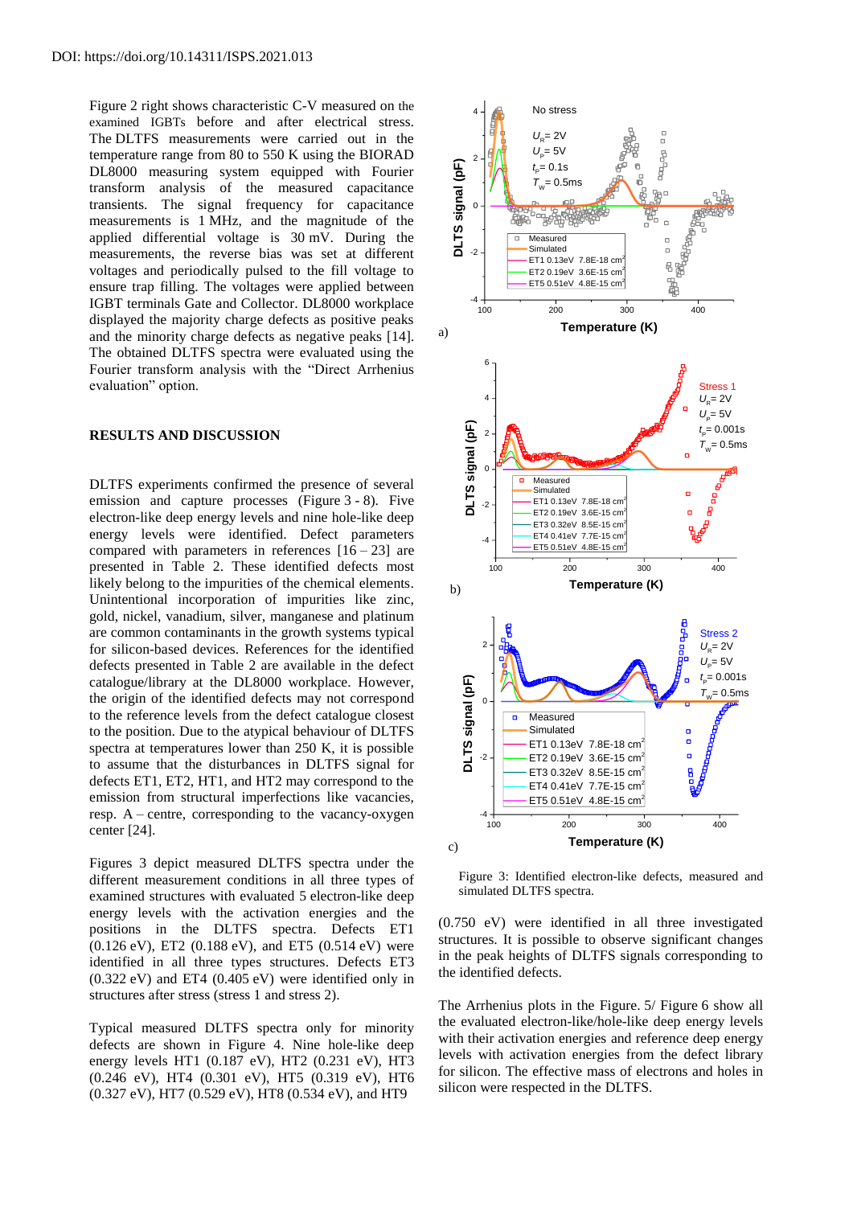DOI: https://doi.org/10.14311/ISPS.2021.013

Figure 2 right shows characteristic C-V measured on the examined IGBTs before and after electrical stress. The DLTFS measurements were carried out in the temperature range from 80 to 550 K using the BIORAD DL8000 measuring system equipped with Fourier transform analysis of the measured capacitance transients. The signal frequency for capacitance measurements is 1 MHz, and the magnitude of the applied differential voltage is 30 mV. During the measurements, the reverse bias was set at different voltages and periodically pulsed to the fill voltage to ensure trap filling. The voltages were applied between IGBT terminals Gate and Collector. DL8000 workplace displayed the majority charge defects as positive peaks and the minority charge defects as negative peaks [14]. The obtained DLTFS spectra were evaluated using the Fourier transform analysis with the "Direct Arrhenius evaluation" option.

## RESULTS AND DISCUSSION

DLTFS experiments confirmed the presence of several emission and capture processes (Figure 3 - 8). Five electron-like deep energy levels and nine hole-like deep energy levels were identified. Defect parameters compared with parameters in references [16 – 23] are presented in Table 2. These identified defects most likely belong to the impurities of the chemical elements. Unintentional incorporation of impurities like zinc, gold, nickel, vanadium, silver, manganese and platinum are common contaminants in the growth systems typical for silicon-based devices. References for the identified defects presented in Table 2 are available in the defect catalogue/library at the DL8000 workplace. However, the origin of the identified defects may not correspond to the reference levels from the defect catalogue closest to the position. Due to the atypical behaviour of DLTFS spectra at temperatures lower than 250 K, it is possible to assume that the disturbances in DLTFS signal for defects ET1, ET2, HT1, and HT2 may correspond to the emission from structural imperfections like vacancies, resp. A – centre, corresponding to the vacancy-oxygen center [24].

Figures 3 depict measured DLTFS spectra under the different measurement conditions in all three types of examined structures with evaluated 5 electron-like deep energy levels with the activation energies and the positions in the DLTFS spectra. Defects ET1 (0.126 eV), ET2 (0.188 eV), and ET5 (0.514 eV) were identified in all three types structures. Defects ET3 (0.322 eV) and ET4 (0.405 eV) were identified only in structures after stress (stress 1 and stress 2).

Typical measured DLTFS spectra only for minority defects are shown in Figure 4. Nine hole-like deep energy levels HT1 (0.187 eV), HT2 (0.231 eV), HT3 (0.246 eV), HT4 (0.301 eV), HT5 (0.319 eV), HT6 (0.327 eV), HT7 (0.529 eV), HT8 (0.534 eV), and HT9 (0.750 eV) were identified in all three investigated structures. It is possible to observe significant changes in the peak heights of DLTFS signals corresponding to the identified defects.

Figure 3: Identified electron-like defects, measured and simulated DLTFS spectra.

The Arrhenius plots in the Figure. 5/ Figure 6 show all the evaluated electron-like/hole-like deep energy levels with their activation energies and reference deep energy levels with activation energies from the defect library for silicon. The effective mass of electrons and holes in silicon were respected in the DLTFS.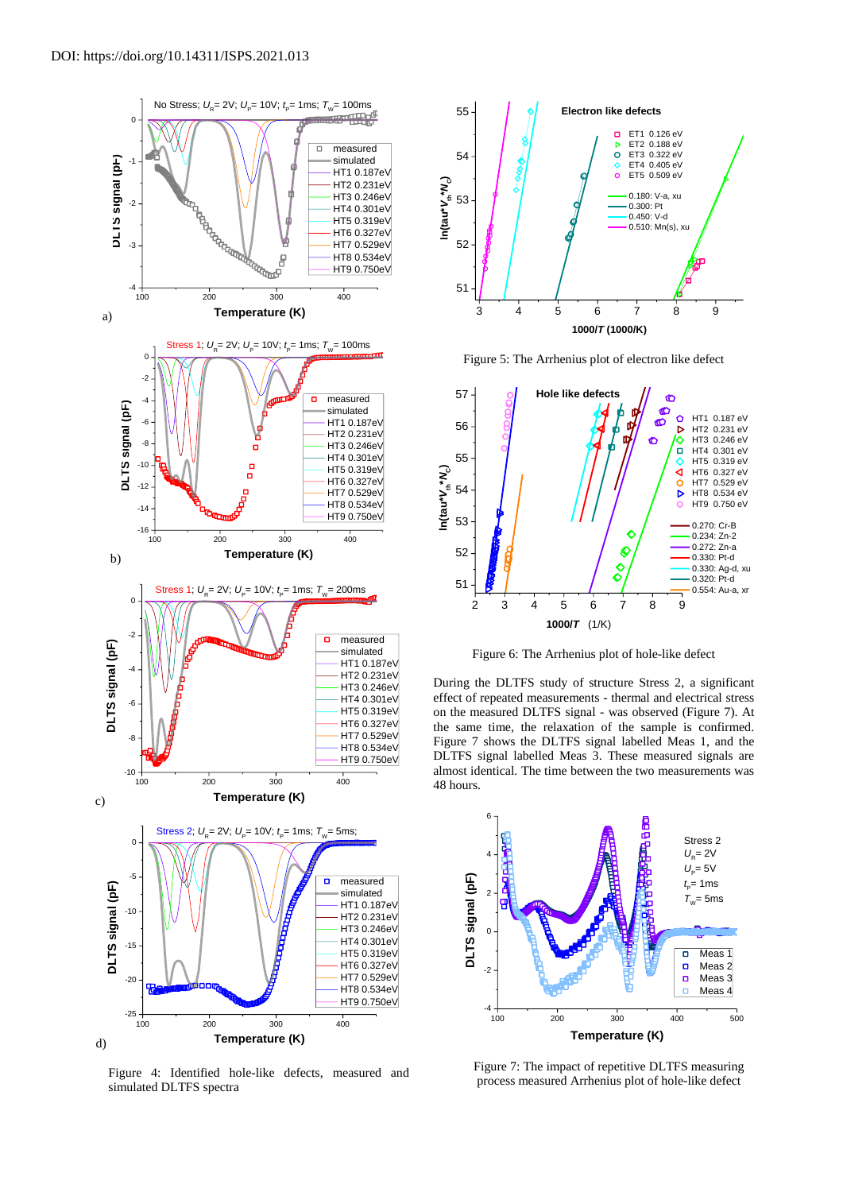DOI: https://doi.org/10.14311/ISPS.2021.013

Figure 4: Identified hole-like defects, measured and simulated DLTFS spectra

Figure 5: The Arrhenius plot of electron like defect

Figure 6: The Arrhenius plot of hole-like defect

During the DLTFS study of structure Stress 2, a significant effect of repeated measurements - thermal and electrical stress on the measured DLTFS signal - was observed (Figure 7). At the same time, the relaxation of the sample is confirmed. Figure 7 shows the DLTFS signal labelled Meas 1, and the DLTFS signal labelled Meas 3. These measured signals are almost identical. The time between the two measurements was 48 hours.

Figure 7: The impact of repetitive DLTFS measuring process measured Arrhenius plot of hole-like defect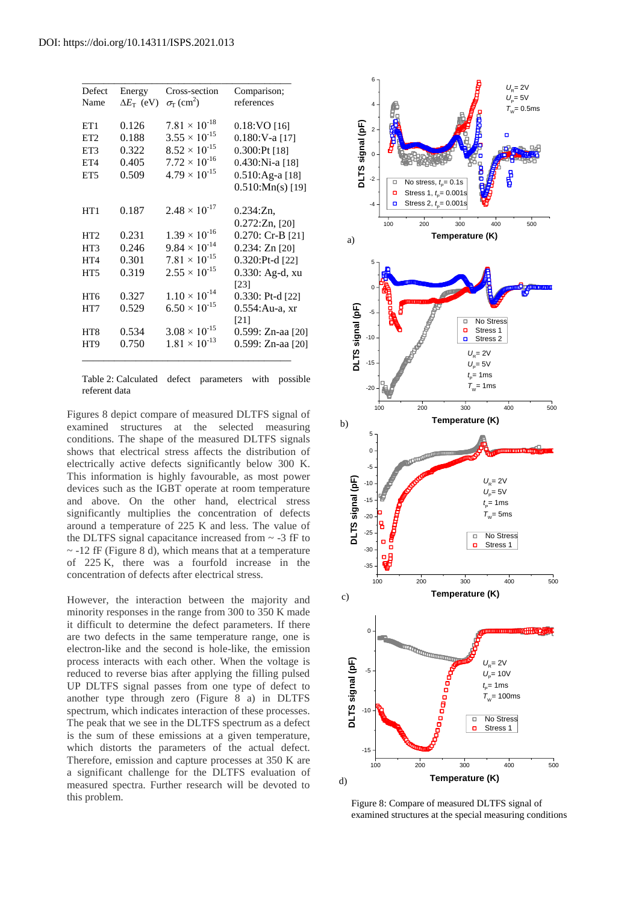DOI: https://doi.org/10.14311/ISPS.2021.013

| Defect Name | Energy $\Delta E_T$ (eV) | Cross-section $\sigma_T$ (cm$^2$) | Comparison; references |
|---|---|---|---|
| ET1 | 0.126 | $7.81 \times 10^{-18}$ | 0.18:VO [16] |
| ET2 | 0.188 | $3.55 \times 10^{-15}$ | 0.180:V-a [17] |
| ET3 | 0.322 | $8.52 \times 10^{-15}$ | 0.300:Pt [18] |
| ET4 | 0.405 | $7.72 \times 10^{-16}$ | 0.430:Ni-a [18] |
| ET5 | 0.509 | $4.79 \times 10^{-15}$ | 0.510:Ag-a [18] 0.510:Mn(s) [19] |
| HT1 | 0.187 | $2.48 \times 10^{-17}$ | 0.234:Zn, 0.272:Zn, [20] |
| HT2 | 0.231 | $1.39 \times 10^{-16}$ | 0.270: Cr-B [21] |
| HT3 | 0.246 | $9.84 \times 10^{-14}$ | 0.234: Zn [20] |
| HT4 | 0.301 | $7.81 \times 10^{-15}$ | 0.320:Pt-d [22] |
| HT5 | 0.319 | $2.55 \times 10^{-15}$ | 0.330: Ag-d, xu [23] |
| HT6 | 0.327 | $1.10 \times 10^{-14}$ | 0.330: Pt-d [22] |
| HT7 | 0.529 | $6.50 \times 10^{-15}$ | 0.554:Au-a, xr [21] |
| HT8 | 0.534 | $3.08 \times 10^{-15}$ | 0.599: Zn-aa [20] |
| HT9 | 0.750 | $1.81 \times 10^{-13}$ | 0.599: Zn-aa [20] |

Table 2: Calculated defect parameters with possible referent data

Figures 8 depict compare of measured DLTFS signal of examined structures at the selected measuring conditions. The shape of the measured DLTFS signals shows that electrical stress affects the distribution of electrically active defects significantly below 300 K. This information is highly favourable, as most power devices such as the IGBT operate at room temperature and above. On the other hand, electrical stress significantly multiplies the concentration of defects around a temperature of 225 K and less. The value of the DLTFS signal capacitance increased from ~ -3 fF to ~ -12 fF (Figure 8 d), which means that at a temperature of 225 K, there was a fourfold increase in the concentration of defects after electrical stress.

However, the interaction between the majority and minority responses in the range from 300 to 350 K made it difficult to determine the defect parameters. If there are two defects in the same temperature range, one is electron-like and the second is hole-like, the emission process interacts with each other. When the voltage is reduced to reverse bias after applying the filling pulsed UP DLTFS signal passes from one type of defect to another type through zero (Figure 8 a) in DLTFS spectrum, which indicates interaction of these processes. The peak that we see in the DLTFS spectrum as a defect is the sum of these emissions at a given temperature, which distorts the parameters of the actual defect. Therefore, emission and capture processes at 350 K are a significant challenge for the DLTFS evaluation of measured spectra. Further research will be devoted to this problem.

Figure 8: Compare of measured DLTFS signal of examined structures at the special measuring conditions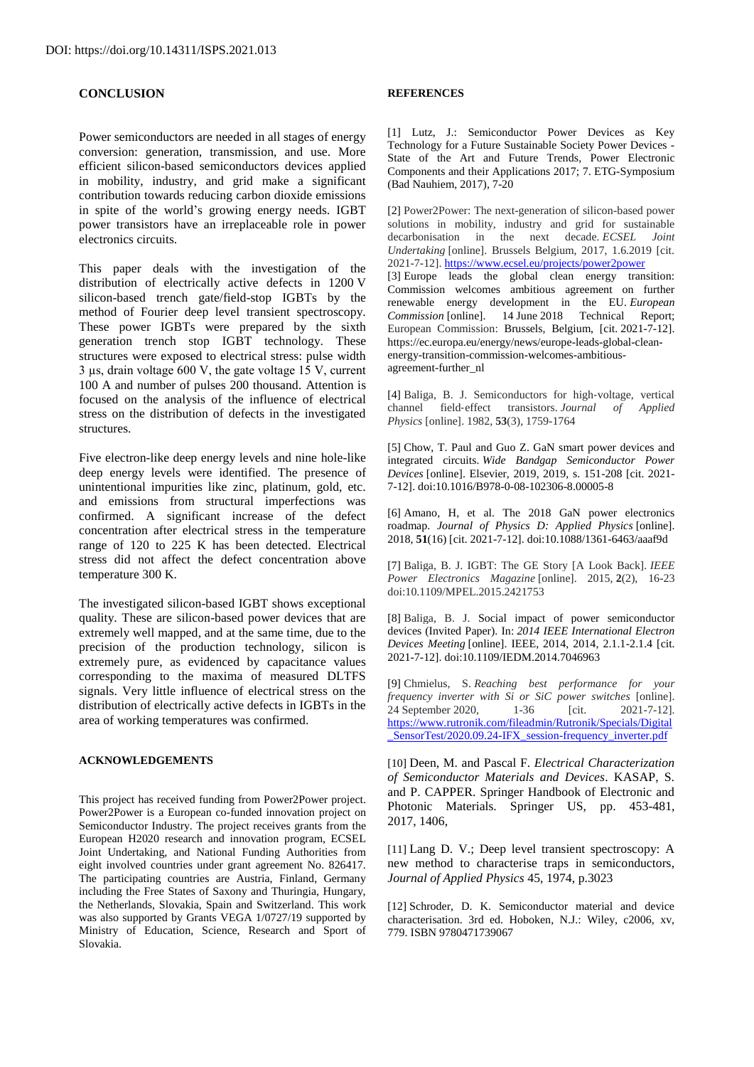DOI: https://doi.org/10.14311/ISPS.2021.013

## CONCLUSION

Power semiconductors are needed in all stages of energy conversion: generation, transmission, and use. More efficient silicon-based semiconductors devices applied in mobility, industry, and grid make a significant contribution towards reducing carbon dioxide emissions in spite of the world's growing energy needs. IGBT power transistors have an irreplaceable role in power electronics circuits.

This paper deals with the investigation of the distribution of electrically active defects in 1200 V silicon-based trench gate/field-stop IGBTs by the method of Fourier deep level transient spectroscopy. These power IGBTs were prepared by the sixth generation trench stop IGBT technology. These structures were exposed to electrical stress: pulse width 3 µs, drain voltage 600 V, the gate voltage 15 V, current 100 A and number of pulses 200 thousand. Attention is focused on the analysis of the influence of electrical stress on the distribution of defects in the investigated structures.

Five electron-like deep energy levels and nine hole-like deep energy levels were identified. The presence of unintentional impurities like zinc, platinum, gold, etc. and emissions from structural imperfections was confirmed. A significant increase of the defect concentration after electrical stress in the temperature range of 120 to 225 K has been detected. Electrical stress did not affect the defect concentration above temperature 300 K.

The investigated silicon-based IGBT shows exceptional quality. These are silicon-based power devices that are extremely well mapped, and at the same time, due to the precision of the production technology, silicon is extremely pure, as evidenced by capacitance values corresponding to the maxima of measured DLTFS signals. Very little influence of electrical stress on the distribution of electrically active defects in IGBTs in the area of working temperatures was confirmed.

## ACKNOWLEDGEMENTS

This project has received funding from Power2Power project. Power2Power is a European co-funded innovation project on Semiconductor Industry. The project receives grants from the European H2020 research and innovation program, ECSEL Joint Undertaking, and National Funding Authorities from eight involved countries under grant agreement No. 826417. The participating countries are Austria, Finland, Germany including the Free States of Saxony and Thuringia, Hungary, the Netherlands, Slovakia, Spain and Switzerland. This work was also supported by Grants VEGA 1/0727/19 supported by Ministry of Education, Science, Research and Sport of Slovakia.

## REFERENCES

[1] Lutz, J.: Semiconductor Power Devices as Key Technology for a Future Sustainable Society Power Devices - State of the Art and Future Trends, Power Electronic Components and their Applications 2017; 7. ETG-Symposium (Bad Nauhiem, 2017), 7-20

[2] Power2Power: The next-generation of silicon-based power solutions in mobility, industry and grid for sustainable decarbonisation in the next decade. *ECSEL Joint Undertaking* [online]. Brussels Belgium, 2017, 1.6.2019 [cit. 2021-7-12]. https://www.ecsel.eu/projects/power2power

[3] Europe leads the global clean energy transition: Commission welcomes ambitious agreement on further renewable energy development in the EU. *European Commission* [online]. 14 June 2018 Technical Report; European Commission: Brussels, Belgium, [cit. 2021-7-12]. https://ec.europa.eu/energy/news/europe-leads-global-clean-energy-transition-commission-welcomes-ambitious-agreement-further_nl

[4] Baliga, B. J. Semiconductors for high‐voltage, vertical channel field‐effect transistors. *Journal of Applied Physics* [online]. 1982, **53**(3), 1759-1764

[5] Chow, T. Paul and Guo Z. GaN smart power devices and integrated circuits. *Wide Bandgap Semiconductor Power Devices* [online]. Elsevier, 2019, 2019, s. 151-208 [cit. 2021-7-12]. doi:10.1016/B978-0-08-102306-8.00005-8

[6] Amano, H, et al. The 2018 GaN power electronics roadmap. *Journal of Physics D: Applied Physics* [online]. 2018, **51**(16) [cit. 2021-7-12]. doi:10.1088/1361-6463/aaaf9d

[7] Baliga, B. J. IGBT: The GE Story [A Look Back]. *IEEE Power Electronics Magazine* [online]. 2015, **2**(2), 16-23 doi:10.1109/MPEL.2015.2421753

[8] Baliga, B. J. Social impact of power semiconductor devices (Invited Paper). In: *2014 IEEE International Electron Devices Meeting* [online]. IEEE, 2014, 2014, 2.1.1-2.1.4 [cit. 2021-7-12]. doi:10.1109/IEDM.2014.7046963

[9] Chmielus, S. *Reaching best performance for your frequency inverter with Si or SiC power switches* [online]. 24 September 2020, 1-36 [cit. 2021-7-12]. https://www.rutronik.com/fileadmin/Rutronik/Specials/Digital_SensorTest/2020.09.24-IFX_session-frequency_inverter.pdf

[10] Deen, M. and Pascal F. *Electrical Characterization of Semiconductor Materials and Devices*. KASAP, S. and P. CAPPER. Springer Handbook of Electronic and Photonic Materials. Springer US, pp. 453-481, 2017, 1406,

[11] Lang D. V.; Deep level transient spectroscopy: A new method to characterise traps in semiconductors, *Journal of Applied Physics* 45, 1974, p.3023

[12] Schroder, D. K. Semiconductor material and device characterisation. 3rd ed. Hoboken, N.J.: Wiley, c2006, xv, 779. ISBN 9780471739067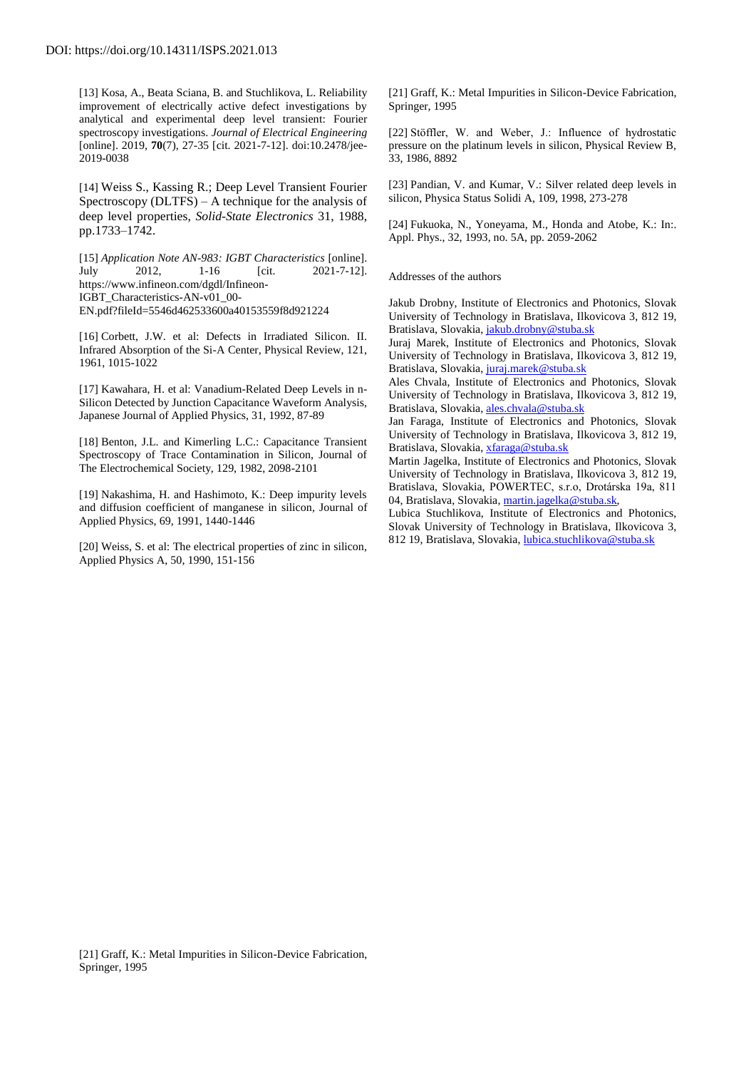[13] Kosa, A., Beata Sciana, B. and Stuchlikova, L. Reliability improvement of electrically active defect investigations by analytical and experimental deep level transient: Fourier spectroscopy investigations. *Journal of Electrical Engineering* [online]. 2019, **70**(7), 27-35 [cit. 2021-7-12]. doi:10.2478/jee-2019-0038

[14] Weiss S., Kassing R.; Deep Level Transient Fourier Spectroscopy (DLTFS) – A technique for the analysis of deep level properties, *Solid-State Electronics* 31, 1988, pp.1733–1742.

[15] *Application Note AN-983: IGBT Characteristics* [online]. July 2012, 1-16 [cit. 2021-7-12]. https://www.infineon.com/dgdl/Infineon-IGBT_Characteristics-AN-v01_00-EN.pdf?fileId=5546d462533600a40153559f8d921224

[16] Corbett, J.W. et al: Defects in Irradiated Silicon. II. Infrared Absorption of the Si-A Center, Physical Review, 121, 1961, 1015-1022

[17] Kawahara, H. et al: Vanadium-Related Deep Levels in n-Silicon Detected by Junction Capacitance Waveform Analysis, Japanese Journal of Applied Physics, 31, 1992, 87-89

[18] Benton, J.L. and Kimerling L.C.: Capacitance Transient Spectroscopy of Trace Contamination in Silicon, Journal of The Electrochemical Society, 129, 1982, 2098-2101

[19] Nakashima, H. and Hashimoto, K.: Deep impurity levels and diffusion coefficient of manganese in silicon, Journal of Applied Physics, 69, 1991, 1440-1446

[20] Weiss, S. et al: The electrical properties of zinc in silicon, Applied Physics A, 50, 1990, 151-156

[21] Graff, K.: Metal Impurities in Silicon-Device Fabrication, Springer, 1995

[22] Stöffler, W. and Weber, J.: Influence of hydrostatic pressure on the platinum levels in silicon, Physical Review B, 33, 1986, 8892

[23] Pandian, V. and Kumar, V.: Silver related deep levels in silicon, Physica Status Solidi A, 109, 1998, 273-278

[24] Fukuoka, N., Yoneyama, M., Honda and Atobe, K.: In:. Appl. Phys., 32, 1993, no. 5A, pp. 2059-2062

Addresses of the authors

Jakub Drobny, Institute of Electronics and Photonics, Slovak University of Technology in Bratislava, Ilkovicova 3, 812 19, Bratislava, Slovakia, jakub.drobny@stuba.sk

Juraj Marek, Institute of Electronics and Photonics, Slovak University of Technology in Bratislava, Ilkovicova 3, 812 19, Bratislava, Slovakia, juraj.marek@stuba.sk

Ales Chvala, Institute of Electronics and Photonics, Slovak University of Technology in Bratislava, Ilkovicova 3, 812 19, Bratislava, Slovakia, ales.chvala@stuba.sk

Jan Faraga, Institute of Electronics and Photonics, Slovak University of Technology in Bratislava, Ilkovicova 3, 812 19, Bratislava, Slovakia, xfaraga@stuba.sk

Martin Jagelka, Institute of Electronics and Photonics, Slovak University of Technology in Bratislava, Ilkovicova 3, 812 19, Bratislava, Slovakia, POWERTEC, s.r.o, Drotárska 19a, 811 04, Bratislava, Slovakia, martin.jagelka@stuba.sk,

Lubica Stuchlikova, Institute of Electronics and Photonics, Slovak University of Technology in Bratislava, Ilkovicova 3, 812 19, Bratislava, Slovakia, lubica.stuchlikova@stuba.sk

[21] Graff, K.: Metal Impurities in Silicon-Device Fabrication, Springer, 1995